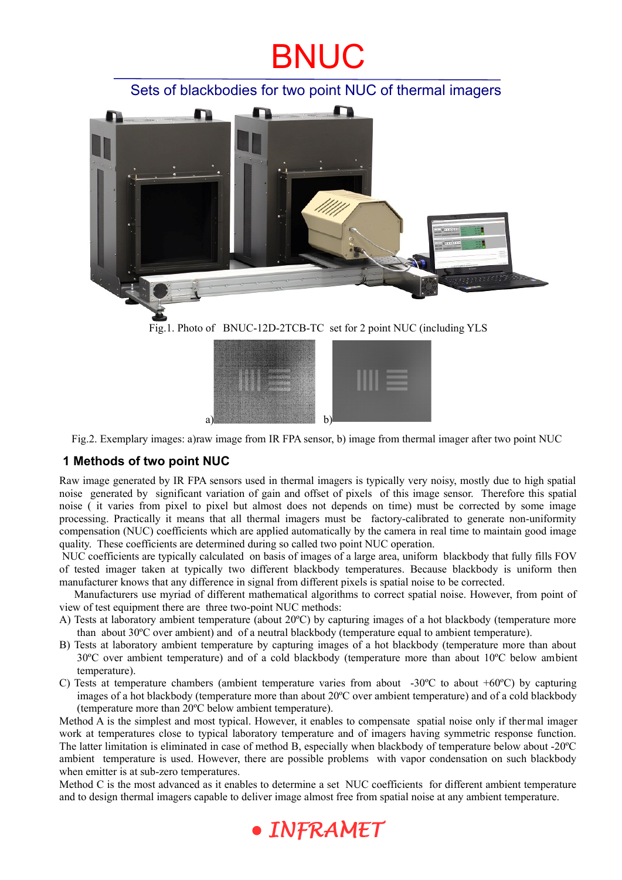# BNUC

Sets of blackbodies for two point NUC of thermal imagers

Fig.1. Photo of BNUC-12D-2TCB-TC set for 2 point NUC (including YLS

a) b)

Fig.2. Exemplary images: a)raw image from IR FPA sensor, b) image from thermal imager after two point NUC

## 1 Methods of two point NUC

Raw image generated by IR FPA sensors used in thermal imagers is typically very noisy, mostly due to high spatial noise generated by significant variation of gain and offset of pixels of this image sensor. Therefore this spatial noise ( it varies from pixel to pixel but almost does not depends on time) must be corrected by some image processing. Practically it means that all thermal imagers must be factory-calibrated to generate non-uniformity compensation (NUC) coefficients which are applied automatically by the camera in real time to maintain good image quality. These coefficients are determined during so called two point NUC operation.

NUC coefficients are typically calculated on basis of images of a large area, uniform blackbody that fully fills FOV of tested imager taken at typically two different blackbody temperatures. Because blackbody is uniform then manufacturer knows that any difference in signal from different pixels is spatial noise to be corrected.

Manufacturers use myriad of different mathematical algorithms to correct spatial noise. However, from point of view of test equipment there are three two-point NUC methods:

A) Tests at laboratory ambient temperature (about 20ºC) by capturing images of a hot blackbody (temperature more than about 30ºC over ambient) and of a neutral blackbody (temperature equal to ambient temperature).

B) Tests at laboratory ambient temperature by capturing images of a hot blackbody (temperature more than about 30ºC over ambient temperature) and of a cold blackbody (temperature more than about 10ºC below ambient temperature).

C) Tests at temperature chambers (ambient temperature varies from about -30ºC to about +60ºC) by capturing images of a hot blackbody (temperature more than about 20ºC over ambient temperature) and of a cold blackbody (temperature more than 20ºC below ambient temperature).

Method A is the simplest and most typical. However, it enables to compensate spatial noise only if thermal imager work at temperatures close to typical laboratory temperature and of imagers having symmetric response function. The latter limitation is eliminated in case of method B, especially when blackbody of temperature below about -20ºC ambient temperature is used. However, there are possible problems with vapor condensation on such blackbody when emitter is at sub-zero temperatures.

Method C is the most advanced as it enables to determine a set NUC coefficients for different ambient temperature and to design thermal imagers capable to deliver image almost free from spatial noise at any ambient temperature.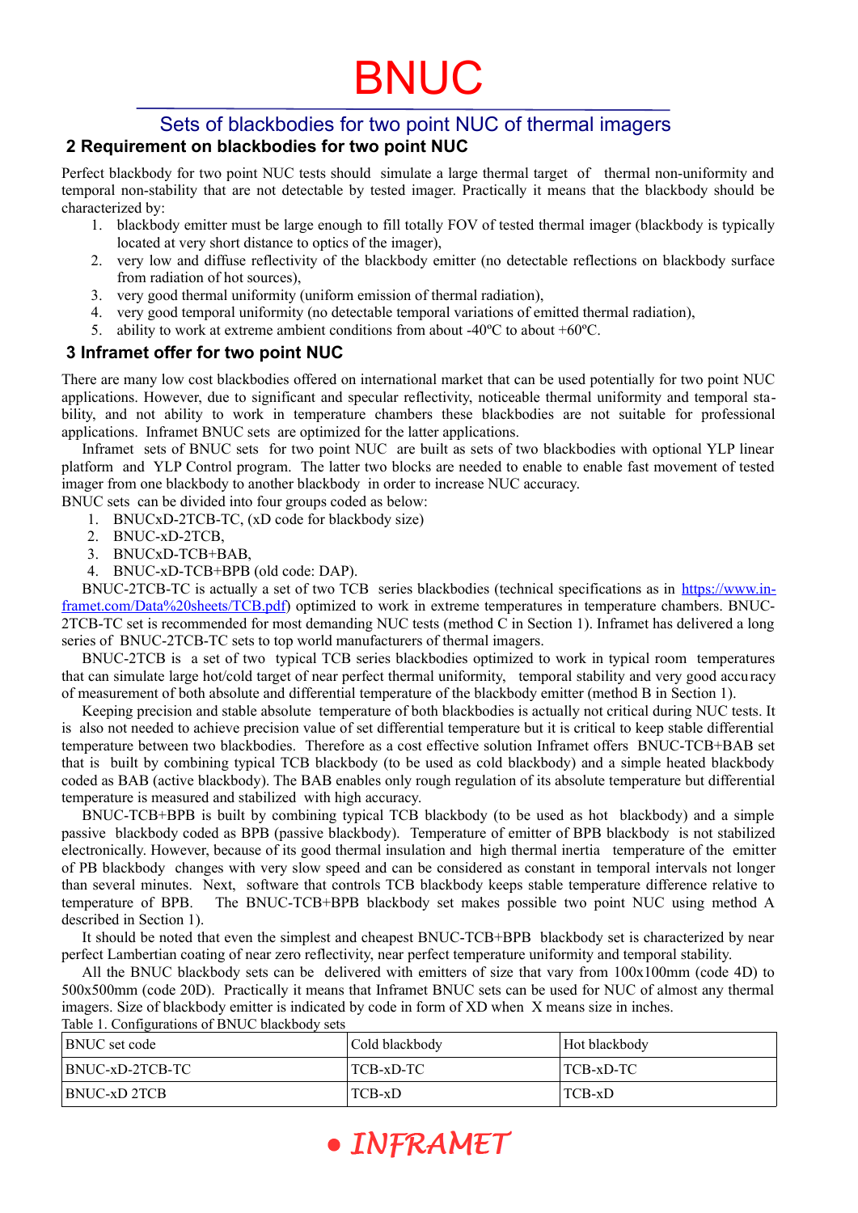# BNUC

## Sets of blackbodies for two point NUC of thermal imagers

### 2 Requirement on blackbodies for two point NUC

Perfect blackbody for two point NUC tests should simulate a large thermal target of thermal non-uniformity and temporal non-stability that are not detectable by tested imager. Practically it means that the blackbody should be characterized by:

1. blackbody emitter must be large enough to fill totally FOV of tested thermal imager (blackbody is typically located at very short distance to optics of the imager),
2. very low and diffuse reflectivity of the blackbody emitter (no detectable reflections on blackbody surface from radiation of hot sources),
3. very good thermal uniformity (uniform emission of thermal radiation),
4. very good temporal uniformity (no detectable temporal variations of emitted thermal radiation),
5. ability to work at extreme ambient conditions from about -40ºC to about +60ºC.

### 3 Inframet offer for two point NUC

There are many low cost blackbodies offered on international market that can be used potentially for two point NUC applications. However, due to significant and specular reflectivity, noticeable thermal uniformity and temporal stability, and not ability to work in temperature chambers these blackbodies are not suitable for professional applications. Inframet BNUC sets are optimized for the latter applications.

Inframet sets of BNUC sets for two point NUC are built as sets of two blackbodies with optional YLP linear platform and YLP Control program. The latter two blocks are needed to enable to enable fast movement of tested imager from one blackbody to another blackbody in order to increase NUC accuracy.

BNUC sets can be divided into four groups coded as below:

1. BNUCxD-2TCB-TC, (xD code for blackbody size)
2. BNUC-xD-2TCB,
3. BNUCxD-TCB+BAB,
4. BNUC-xD-TCB+BPB (old code: DAP).

BNUC-2TCB-TC is actually a set of two TCB series blackbodies (technical specifications as in [https://www.inframet.com/Data%20sheets/TCB.pdf](https://www.inframet.com/Data%20sheets/TCB.pdf)) optimized to work in extreme temperatures in temperature chambers. BNUC-2TCB-TC set is recommended for most demanding NUC tests (method C in Section 1). Inframet has delivered a long series of BNUC-2TCB-TC sets to top world manufacturers of thermal imagers.

BNUC-2TCB is a set of two typical TCB series blackbodies optimized to work in typical room temperatures that can simulate large hot/cold target of near perfect thermal uniformity, temporal stability and very good accuracy of measurement of both absolute and differential temperature of the blackbody emitter (method B in Section 1).

Keeping precision and stable absolute temperature of both blackbodies is actually not critical during NUC tests. It is also not needed to achieve precision value of set differential temperature but it is critical to keep stable differential temperature between two blackbodies. Therefore as a cost effective solution Inframet offers BNUC-TCB+BAB set that is built by combining typical TCB blackbody (to be used as cold blackbody) and a simple heated blackbody coded as BAB (active blackbody). The BAB enables only rough regulation of its absolute temperature but differential temperature is measured and stabilized with high accuracy.

BNUC-TCB+BPB is built by combining typical TCB blackbody (to be used as hot blackbody) and a simple passive blackbody coded as BPB (passive blackbody). Temperature of emitter of BPB blackbody is not stabilized electronically. However, because of its good thermal insulation and high thermal inertia temperature of the emitter of PB blackbody changes with very slow speed and can be considered as constant in temporal intervals not longer than several minutes. Next, software that controls TCB blackbody keeps stable temperature difference relative to temperature of BPB. The BNUC-TCB+BPB blackbody set makes possible two point NUC using method A described in Section 1).

It should be noted that even the simplest and cheapest BNUC-TCB+BPB blackbody set is characterized by near perfect Lambertian coating of near zero reflectivity, near perfect temperature uniformity and temporal stability.

All the BNUC blackbody sets can be delivered with emitters of size that vary from 100x100mm (code 4D) to 500x500mm (code 20D). Practically it means that Inframet BNUC sets can be used for NUC of almost any thermal imagers. Size of blackbody emitter is indicated by code in form of XD when X means size in inches.

Table 1. Configurations of BNUC blackbody sets

| BNUC set code | Cold blackbody | Hot blackbody |
|---|---|---|
| BNUC-xD-2TCB-TC | TCB-xD-TC | TCB-xD-TC |
| BNUC-xD 2TCB | TCB-xD | TCB-xD |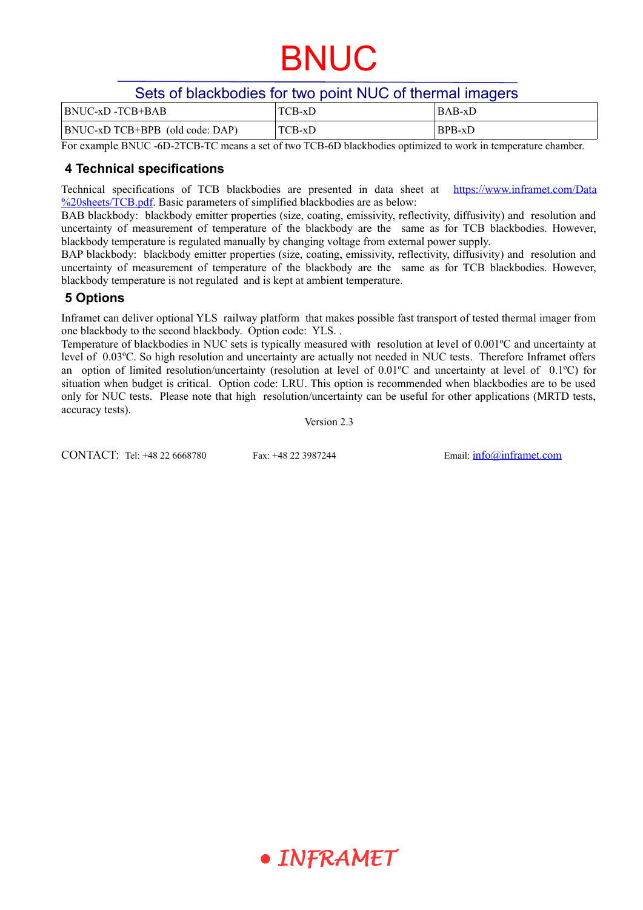# BNUC

## Sets of blackbodies for two point NUC of thermal imagers

| | | |
|---|---|---|
| BNUC-xD -TCB+BAB | TCB-xD | BAB-xD |
| BNUC-xD TCB+BPB (old code: DAP) | TCB-xD | BPB-xD |

For example BNUC -6D-2TCB-TC means a set of two TCB-6D blackbodies optimized to work in temperature chamber.

## 4 Technical specifications

Technical specifications of TCB blackbodies are presented in data sheet at https://www.inframet.com/Data%20sheets/TCB.pdf. Basic parameters of simplified blackbodies are as below:

BAB blackbody: blackbody emitter properties (size, coating, emissivity, reflectivity, diffusivity) and resolution and uncertainty of measurement of temperature of the blackbody are the same as for TCB blackbodies. However, blackbody temperature is regulated manually by changing voltage from external power supply.

BAP blackbody: blackbody emitter properties (size, coating, emissivity, reflectivity, diffusivity) and resolution and uncertainty of measurement of temperature of the blackbody are the same as for TCB blackbodies. However, blackbody temperature is not regulated and is kept at ambient temperature.

## 5 Options

Inframet can deliver optional YLS railway platform that makes possible fast transport of tested thermal imager from one blackbody to the second blackbody. Option code: YLS. .

Temperature of blackbodies in NUC sets is typically measured with resolution at level of 0.001ºC and uncertainty at level of 0.03ºC. So high resolution and uncertainty are actually not needed in NUC tests. Therefore Inframet offers an option of limited resolution/uncertainty (resolution at level of 0.01ºC and uncertainty at level of 0.1ºC) for situation when budget is critical. Option code: LRU. This option is recommended when blackbodies are to be used only for NUC tests. Please note that high resolution/uncertainty can be useful for other applications (MRTD tests, accuracy tests).

Version 2.3

CONTACT: Tel: +48 22 6668780 Fax: +48 22 3987244 Email: info@inframet.com

INFRAMET